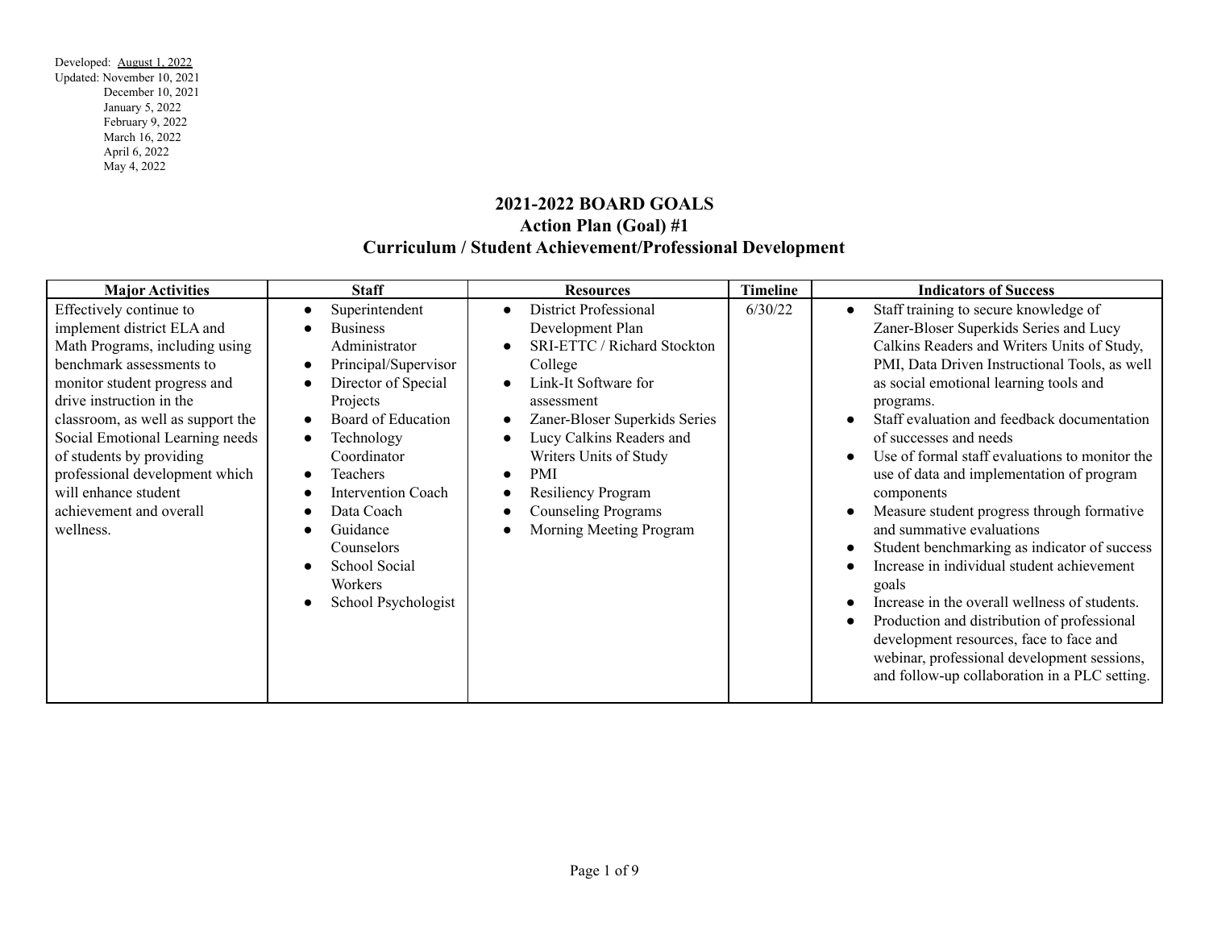Developed: <u>August 1, 2022</u>
Updated: November 10, 2021
December 10, 2021
January 5, 2022
February 9, 2022
March 16, 2022
April 6, 2022
May 4, 2022

# 2021-2022 BOARD GOALS
## Action Plan (Goal) #1
## Curriculum / Student Achievement/Professional Development

| Major Activities | Staff | Resources | Timeline | Indicators of Success |
|---|---|---|---|---|
| Effectively continue to implement district ELA and Math Programs, including using benchmark assessments to monitor student progress and drive instruction in the classroom, as well as support the Social Emotional Learning needs of students by providing professional development which will enhance student achievement and overall wellness. | • Superintendent<br>• Business Administrator<br>• Principal/Supervisor<br>• Director of Special Projects<br>• Board of Education<br>• Technology Coordinator<br>• Teachers<br>• Intervention Coach<br>• Data Coach<br>• Guidance Counselors<br>• School Social Workers<br>• School Psychologist | • District Professional Development Plan<br>• SRI-ETTC / Richard Stockton College<br>• Link-It Software for assessment<br>• Zaner-Bloser Superkids Series<br>• Lucy Calkins Readers and Writers Units of Study<br>• PMI<br>• Resiliency Program<br>• Counseling Programs<br>• Morning Meeting Program | 6/30/22 | • Staff training to secure knowledge of Zaner-Bloser Superkids Series and Lucy Calkins Readers and Writers Units of Study, PMI, Data Driven Instructional Tools, as well as social emotional learning tools and programs.<br>• Staff evaluation and feedback documentation of successes and needs<br>• Use of formal staff evaluations to monitor the use of data and implementation of program components<br>• Measure student progress through formative and summative evaluations<br>• Student benchmarking as indicator of success<br>• Increase in individual student achievement goals<br>• Increase in the overall wellness of students.<br>• Production and distribution of professional development resources, face to face and webinar, professional development sessions, and follow-up collaboration in a PLC setting. |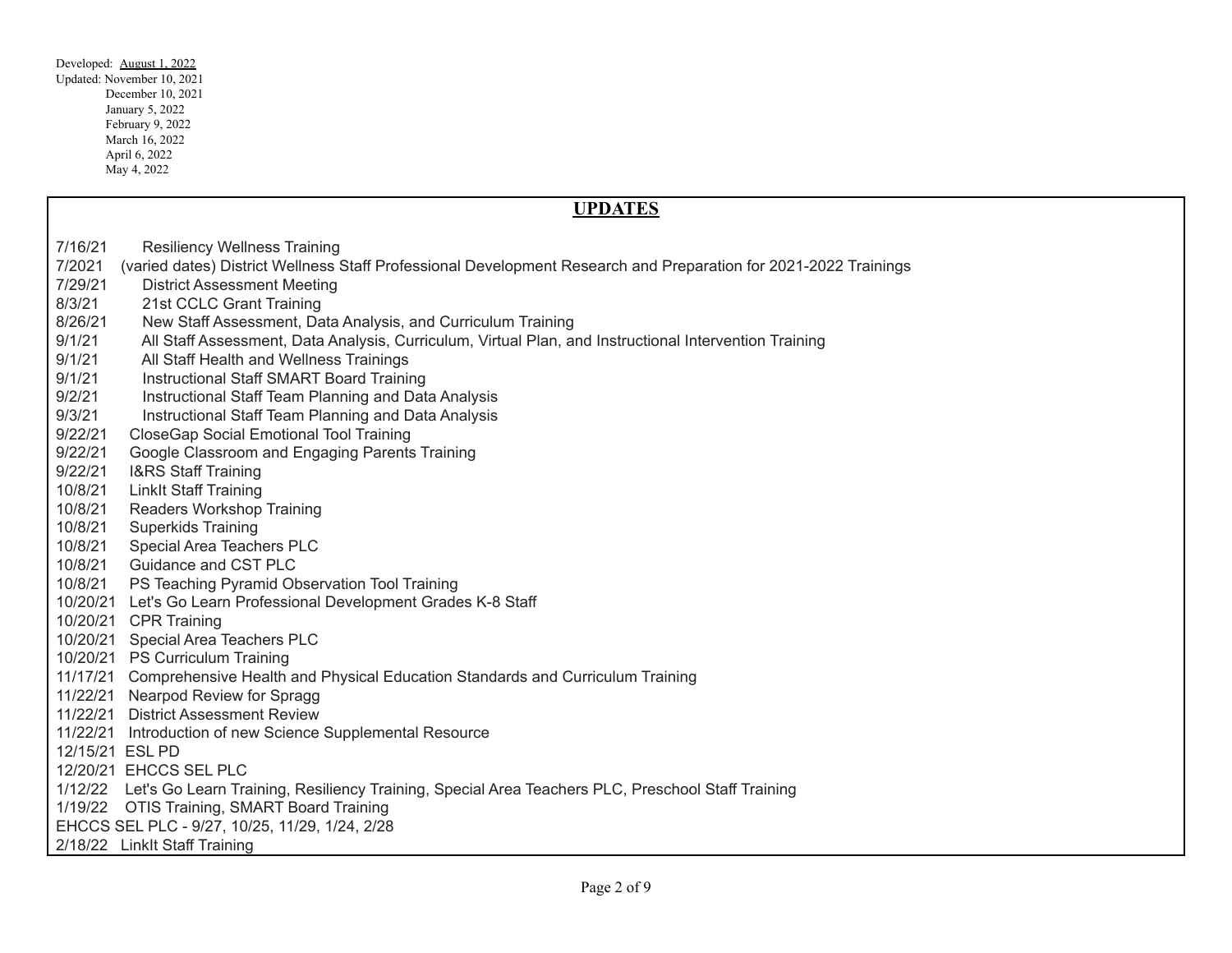Developed: August 1, 2022
Updated: November 10, 2021
December 10, 2021
January 5, 2022
February 9, 2022
March 16, 2022
April 6, 2022
May 4, 2022

## UPDATES

7/16/21 Resiliency Wellness Training
7/2021 (varied dates) District Wellness Staff Professional Development Research and Preparation for 2021-2022 Trainings
7/29/21 District Assessment Meeting
8/3/21 21st CCLC Grant Training
8/26/21 New Staff Assessment, Data Analysis, and Curriculum Training
9/1/21 All Staff Assessment, Data Analysis, Curriculum, Virtual Plan, and Instructional Intervention Training
9/1/21 All Staff Health and Wellness Trainings
9/1/21 Instructional Staff SMART Board Training
9/2/21 Instructional Staff Team Planning and Data Analysis
9/3/21 Instructional Staff Team Planning and Data Analysis
9/22/21 CloseGap Social Emotional Tool Training
9/22/21 Google Classroom and Engaging Parents Training
9/22/21 I&RS Staff Training
10/8/21 LinkIt Staff Training
10/8/21 Readers Workshop Training
10/8/21 Superkids Training
10/8/21 Special Area Teachers PLC
10/8/21 Guidance and CST PLC
10/8/21 PS Teaching Pyramid Observation Tool Training
10/20/21 Let's Go Learn Professional Development Grades K-8 Staff
10/20/21 CPR Training
10/20/21 Special Area Teachers PLC
10/20/21 PS Curriculum Training
11/17/21 Comprehensive Health and Physical Education Standards and Curriculum Training
11/22/21 Nearpod Review for Spragg
11/22/21 District Assessment Review
11/22/21 Introduction of new Science Supplemental Resource
12/15/21 ESL PD
12/20/21 EHCCS SEL PLC
1/12/22 Let's Go Learn Training, Resiliency Training, Special Area Teachers PLC, Preschool Staff Training
1/19/22 OTIS Training, SMART Board Training
EHCCS SEL PLC - 9/27, 10/25, 11/29, 1/24, 2/28
2/18/22 LinkIt Staff Training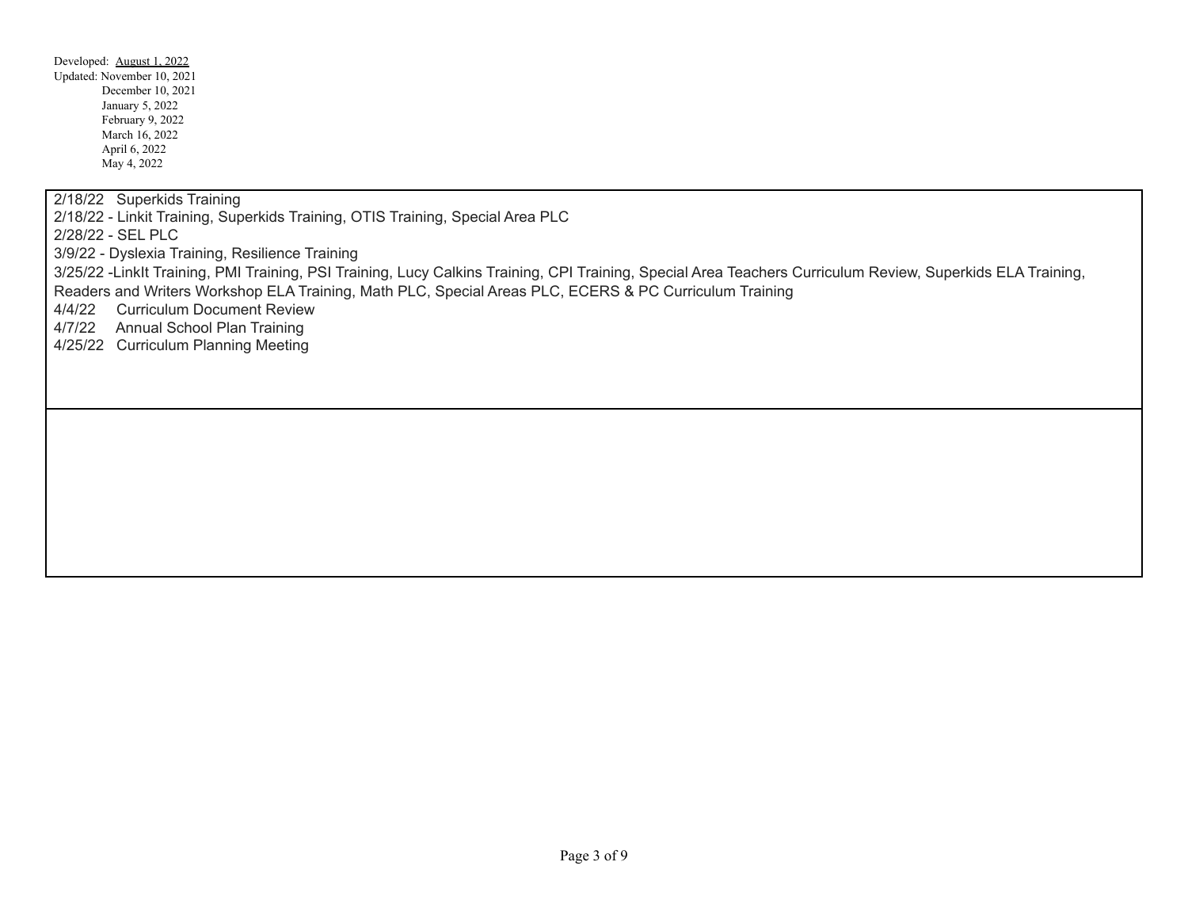Developed: August 1, 2022
Updated: November 10, 2021
December 10, 2021
January 5, 2022
February 9, 2022
March 16, 2022
April 6, 2022
May 4, 2022

| 2/18/22 Superkids Training<br>2/18/22 - Linkit Training, Superkids Training, OTIS Training, Special Area PLC<br>2/28/22 - SEL PLC<br>3/9/22 - Dyslexia Training, Resilience Training<br>3/25/22 -LinkIt Training, PMI Training, PSI Training, Lucy Calkins Training, CPI Training, Special Area Teachers Curriculum Review, Superkids ELA Training, Readers and Writers Workshop ELA Training, Math PLC, Special Areas PLC, ECERS & PC Curriculum Training<br>4/4/22 Curriculum Document Review<br>4/7/22 Annual School Plan Training<br>4/25/22 Curriculum Planning Meeting |
|---|
| |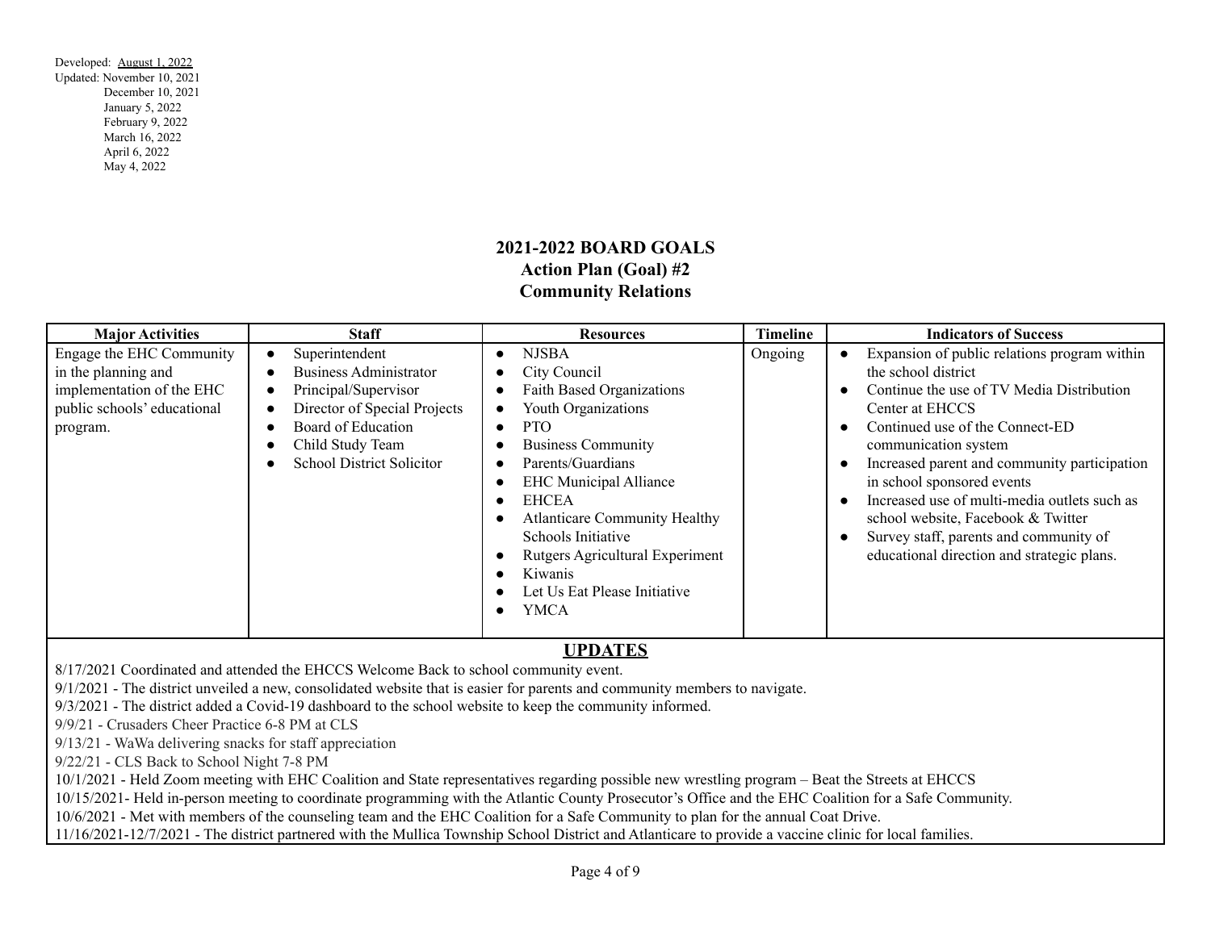Developed: August 1, 2022
Updated: November 10, 2021
December 10, 2021
January 5, 2022
February 9, 2022
March 16, 2022
April 6, 2022
May 4, 2022

# 2021-2022 BOARD GOALS
## Action Plan (Goal) #2
## Community Relations

| Major Activities | Staff | Resources | Timeline | Indicators of Success |
|---|---|---|---|---|
| Engage the EHC Community in the planning and implementation of the EHC public schools' educational program. | • Superintendent<br>• Business Administrator<br>• Principal/Supervisor<br>• Director of Special Projects<br>• Board of Education<br>• Child Study Team<br>• School District Solicitor | • NJSBA<br>• City Council<br>• Faith Based Organizations<br>• Youth Organizations<br>• PTO<br>• Business Community<br>• Parents/Guardians<br>• EHC Municipal Alliance<br>• EHCEA<br>• Atlanticare Community Healthy Schools Initiative<br>• Rutgers Agricultural Experiment<br>• Kiwanis<br>• Let Us Eat Please Initiative<br>• YMCA | Ongoing | • Expansion of public relations program within the school district<br>• Continue the use of TV Media Distribution Center at EHCCS<br>• Continued use of the Connect-ED communication system<br>• Increased parent and community participation in school sponsored events<br>• Increased use of multi-media outlets such as school website, Facebook & Twitter<br>• Survey staff, parents and community of educational direction and strategic plans. |

## UPDATES

8/17/2021 Coordinated and attended the EHCCS Welcome Back to school community event.
9/1/2021 - The district unveiled a new, consolidated website that is easier for parents and community members to navigate.
9/3/2021 - The district added a Covid-19 dashboard to the school website to keep the community informed.
9/9/21 - Crusaders Cheer Practice 6-8 PM at CLS
9/13/21 - WaWa delivering snacks for staff appreciation
9/22/21 - CLS Back to School Night 7-8 PM
10/1/2021 - Held Zoom meeting with EHC Coalition and State representatives regarding possible new wrestling program – Beat the Streets at EHCCS
10/15/2021- Held in-person meeting to coordinate programming with the Atlantic County Prosecutor's Office and the EHC Coalition for a Safe Community.
10/6/2021 - Met with members of the counseling team and the EHC Coalition for a Safe Community to plan for the annual Coat Drive.
11/16/2021-12/7/2021 - The district partnered with the Mullica Township School District and Atlanticare to provide a vaccine clinic for local families.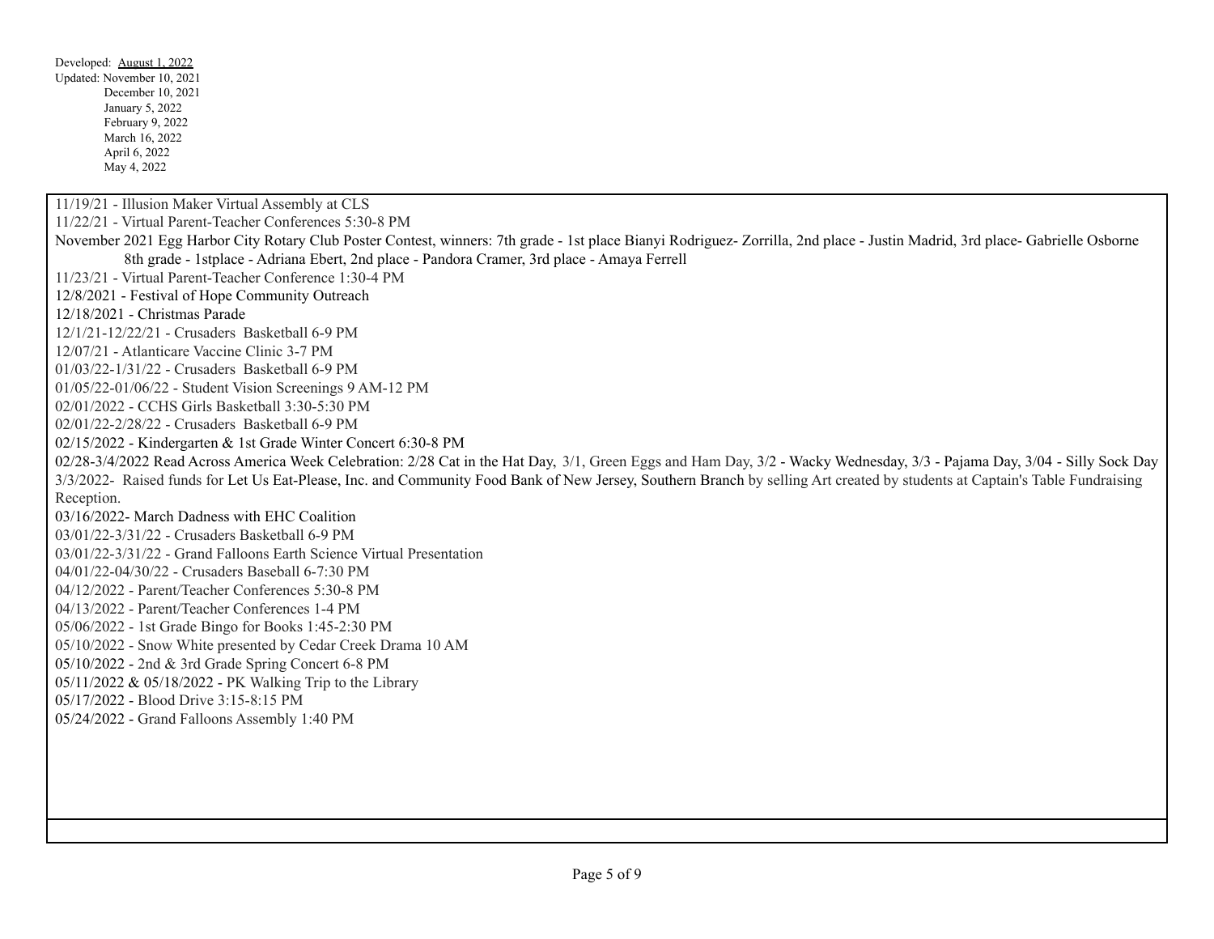Developed: August 1, 2022
Updated: November 10, 2021
December 10, 2021
January 5, 2022
February 9, 2022
March 16, 2022
April 6, 2022
May 4, 2022

11/19/21 - Illusion Maker Virtual Assembly at CLS
11/22/21 - Virtual Parent-Teacher Conferences 5:30-8 PM
November 2021 Egg Harbor City Rotary Club Poster Contest, winners: 7th grade - 1st place Bianyi Rodriguez- Zorrilla, 2nd place - Justin Madrid, 3rd place- Gabrielle Osborne
8th grade - 1stplace - Adriana Ebert, 2nd place - Pandora Cramer, 3rd place - Amaya Ferrell
11/23/21 - Virtual Parent-Teacher Conference 1:30-4 PM
12/8/2021 - Festival of Hope Community Outreach
12/18/2021 - Christmas Parade
12/1/21-12/22/21 - Crusaders Basketball 6-9 PM
12/07/21 - Atlanticare Vaccine Clinic 3-7 PM
01/03/22-1/31/22 - Crusaders Basketball 6-9 PM
01/05/22-01/06/22 - Student Vision Screenings 9 AM-12 PM
02/01/2022 - CCHS Girls Basketball 3:30-5:30 PM
02/01/22-2/28/22 - Crusaders Basketball 6-9 PM
02/15/2022 - Kindergarten & 1st Grade Winter Concert 6:30-8 PM
02/28-3/4/2022 Read Across America Week Celebration: 2/28 Cat in the Hat Day, 3/1, Green Eggs and Ham Day, 3/2 - Wacky Wednesday, 3/3 - Pajama Day, 3/04 - Silly Sock Day
3/3/2022- Raised funds for Let Us Eat-Please, Inc. and Community Food Bank of New Jersey, Southern Branch by selling Art created by students at Captain's Table Fundraising Reception.
03/16/2022- March Dadness with EHC Coalition
03/01/22-3/31/22 - Crusaders Basketball 6-9 PM
03/01/22-3/31/22 - Grand Falloons Earth Science Virtual Presentation
04/01/22-04/30/22 - Crusaders Baseball 6-7:30 PM
04/12/2022 - Parent/Teacher Conferences 5:30-8 PM
04/13/2022 - Parent/Teacher Conferences 1-4 PM
05/06/2022 - 1st Grade Bingo for Books 1:45-2:30 PM
05/10/2022 - Snow White presented by Cedar Creek Drama 10 AM
05/10/2022 - 2nd & 3rd Grade Spring Concert 6-8 PM
05/11/2022 & 05/18/2022 - PK Walking Trip to the Library
05/17/2022 - Blood Drive 3:15-8:15 PM
05/24/2022 - Grand Falloons Assembly 1:40 PM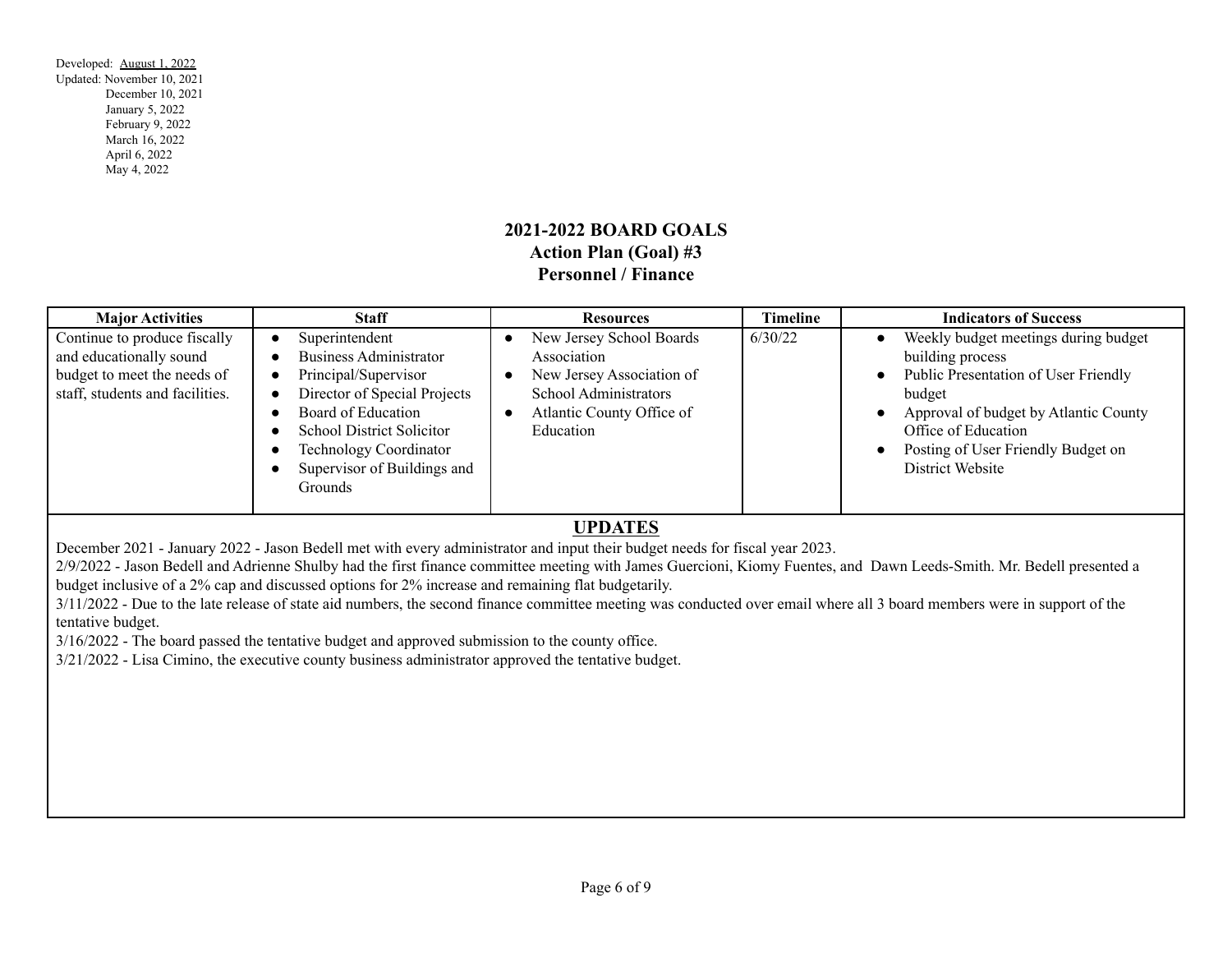Developed: August 1, 2022
Updated: November 10, 2021
December 10, 2021
January 5, 2022
February 9, 2022
March 16, 2022
April 6, 2022
May 4, 2022

## 2021-2022 BOARD GOALS
## Action Plan (Goal) #3
## Personnel / Finance

| Major Activities | Staff | Resources | Timeline | Indicators of Success |
|---|---|---|---|---|
| Continue to produce fiscally and educationally sound budget to meet the needs of staff, students and facilities. | • Superintendent<br>• Business Administrator<br>• Principal/Supervisor<br>• Director of Special Projects<br>• Board of Education<br>• School District Solicitor<br>• Technology Coordinator<br>• Supervisor of Buildings and Grounds | • New Jersey School Boards Association<br>• New Jersey Association of School Administrators<br>• Atlantic County Office of Education | 6/30/22 | • Weekly budget meetings during budget building process<br>• Public Presentation of User Friendly budget<br>• Approval of budget by Atlantic County Office of Education<br>• Posting of User Friendly Budget on District Website |

### UPDATES

December 2021 - January 2022 - Jason Bedell met with every administrator and input their budget needs for fiscal year 2023.

2/9/2022 - Jason Bedell and Adrienne Shulby had the first finance committee meeting with James Guercioni, Kiomy Fuentes, and Dawn Leeds-Smith. Mr. Bedell presented a budget inclusive of a 2% cap and discussed options for 2% increase and remaining flat budgetarily.

3/11/2022 - Due to the late release of state aid numbers, the second finance committee meeting was conducted over email where all 3 board members were in support of the tentative budget.

3/16/2022 - The board passed the tentative budget and approved submission to the county office.

3/21/2022 - Lisa Cimino, the executive county business administrator approved the tentative budget.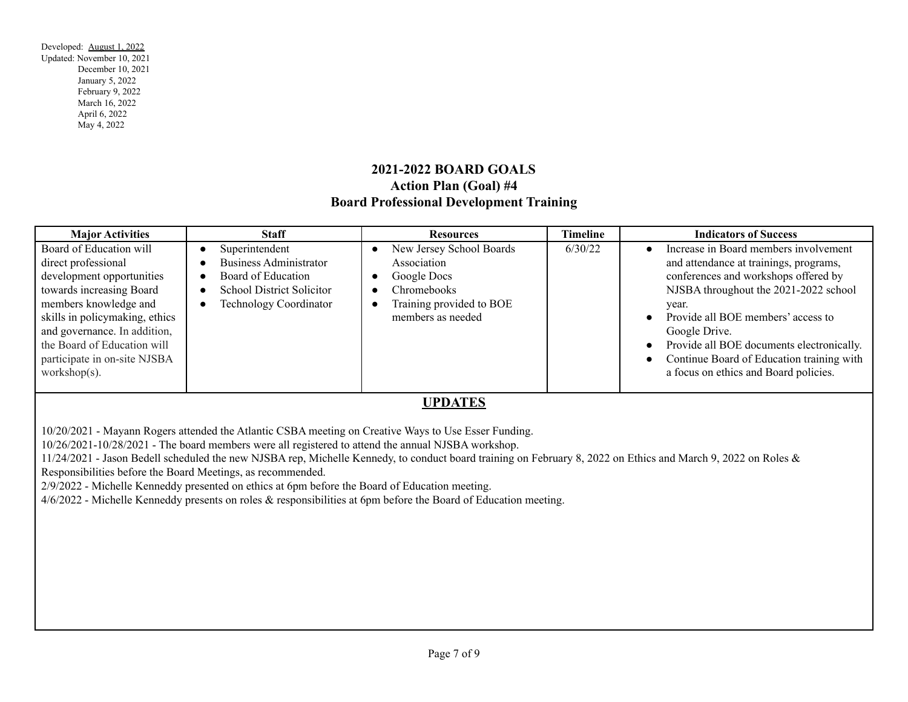Developed: August 1, 2022
Updated: November 10, 2021
December 10, 2021
January 5, 2022
February 9, 2022
March 16, 2022
April 6, 2022
May 4, 2022

## 2021-2022 BOARD GOALS
## Action Plan (Goal) #4
## Board Professional Development Training

| Major Activities | Staff | Resources | Timeline | Indicators of Success |
|---|---|---|---|---|
| Board of Education will direct professional development opportunities towards increasing Board members knowledge and skills in policymaking, ethics and governance. In addition, the Board of Education will participate in on-site NJSBA workshop(s). | • Superintendent<br>• Business Administrator<br>• Board of Education<br>• School District Solicitor<br>• Technology Coordinator | • New Jersey School Boards Association<br>• Google Docs<br>• Chromebooks<br>• Training provided to BOE members as needed | 6/30/22 | • Increase in Board members involvement and attendance at trainings, programs, conferences and workshops offered by NJSBA throughout the 2021-2022 school year.<br>• Provide all BOE members' access to Google Drive.<br>• Provide all BOE documents electronically.<br>• Continue Board of Education training with a focus on ethics and Board policies. |

**UPDATES**

10/20/2021 - Mayann Rogers attended the Atlantic CSBA meeting on Creative Ways to Use Esser Funding.
10/26/2021-10/28/2021 - The board members were all registered to attend the annual NJSBA workshop.
11/24/2021 - Jason Bedell scheduled the new NJSBA rep, Michelle Kennedy, to conduct board training on February 8, 2022 on Ethics and March 9, 2022 on Roles & Responsibilities before the Board Meetings, as recommended.
2/9/2022 - Michelle Kenneddy presented on ethics at 6pm before the Board of Education meeting.
4/6/2022 - Michelle Kenneddy presents on roles & responsibilities at 6pm before the Board of Education meeting.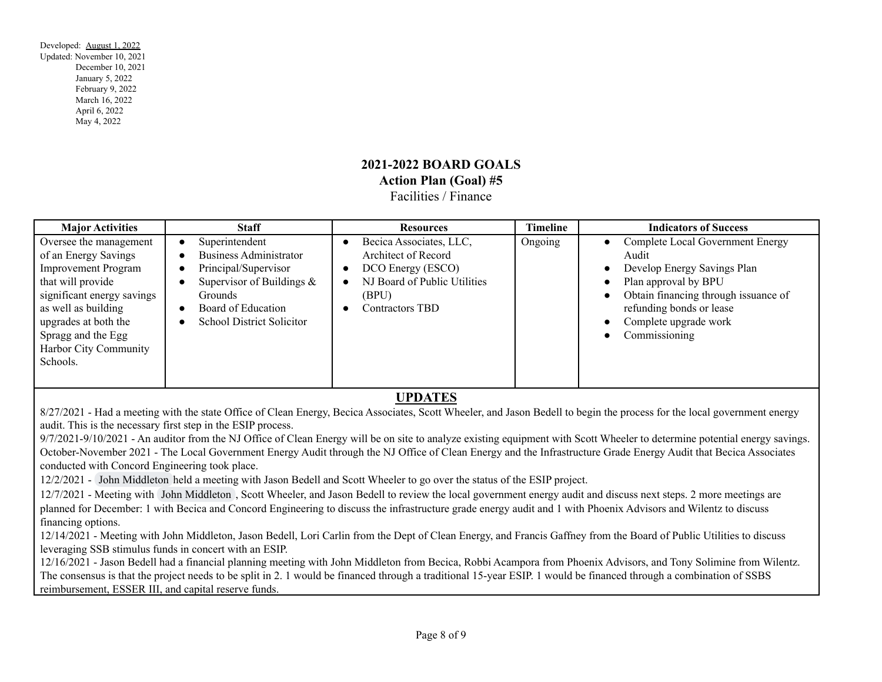Developed: August 1, 2022
Updated: November 10, 2021
December 10, 2021
January 5, 2022
February 9, 2022
March 16, 2022
April 6, 2022
May 4, 2022

## 2021-2022 BOARD GOALS
### Action Plan (Goal) #5
Facilities / Finance

| Major Activities | Staff | Resources | Timeline | Indicators of Success |
|---|---|---|---|---|
| Oversee the management of an Energy Savings Improvement Program that will provide significant energy savings as well as building upgrades at both the Spragg and the Egg Harbor City Community Schools. | • Superintendent<br>• Business Administrator<br>• Principal/Supervisor<br>• Supervisor of Buildings & Grounds<br>• Board of Education<br>• School District Solicitor | • Becica Associates, LLC, Architect of Record<br>• DCO Energy (ESCO)<br>• NJ Board of Public Utilities (BPU)<br>• Contractors TBD | Ongoing | • Complete Local Government Energy Audit<br>• Develop Energy Savings Plan<br>• Plan approval by BPU<br>• Obtain financing through issuance of refunding bonds or lease<br>• Complete upgrade work<br>• Commissioning |

**UPDATES**

8/27/2021 - Had a meeting with the state Office of Clean Energy, Becica Associates, Scott Wheeler, and Jason Bedell to begin the process for the local government energy audit. This is the necessary first step in the ESIP process.

9/7/2021-9/10/2021 - An auditor from the NJ Office of Clean Energy will be on site to analyze existing equipment with Scott Wheeler to determine potential energy savings.

October-November 2021 - The Local Government Energy Audit through the NJ Office of Clean Energy and the Infrastructure Grade Energy Audit that Becica Associates conducted with Concord Engineering took place.

12/2/2021 - John Middleton held a meeting with Jason Bedell and Scott Wheeler to go over the status of the ESIP project.

12/7/2021 - Meeting with John Middleton, Scott Wheeler, and Jason Bedell to review the local government energy audit and discuss next steps. 2 more meetings are planned for December: 1 with Becica and Concord Engineering to discuss the infrastructure grade energy audit and 1 with Phoenix Advisors and Wilentz to discuss financing options.

12/14/2021 - Meeting with John Middleton, Jason Bedell, Lori Carlin from the Dept of Clean Energy, and Francis Gaffney from the Board of Public Utilities to discuss leveraging SSB stimulus funds in concert with an ESIP.

12/16/2021 - Jason Bedell had a financial planning meeting with John Middleton from Becica, Robbi Acampora from Phoenix Advisors, and Tony Solimine from Wilentz. The consensus is that the project needs to be split in 2. 1 would be financed through a traditional 15-year ESIP. 1 would be financed through a combination of SSBS reimbursement, ESSER III, and capital reserve funds.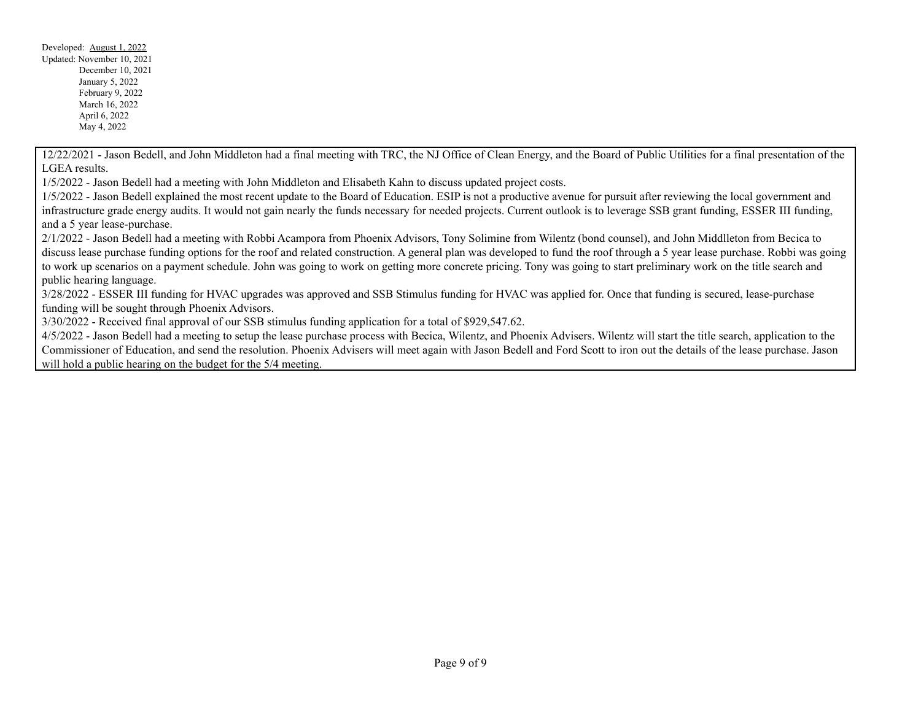Developed: August 1, 2022
Updated: November 10, 2021
December 10, 2021
January 5, 2022
February 9, 2022
March 16, 2022
April 6, 2022
May 4, 2022

12/22/2021 - Jason Bedell, and John Middleton had a final meeting with TRC, the NJ Office of Clean Energy, and the Board of Public Utilities for a final presentation of the LGEA results.

1/5/2022 - Jason Bedell had a meeting with John Middleton and Elisabeth Kahn to discuss updated project costs.

1/5/2022 - Jason Bedell explained the most recent update to the Board of Education. ESIP is not a productive avenue for pursuit after reviewing the local government and infrastructure grade energy audits. It would not gain nearly the funds necessary for needed projects. Current outlook is to leverage SSB grant funding, ESSER III funding, and a 5 year lease-purchase.

2/1/2022 - Jason Bedell had a meeting with Robbi Acampora from Phoenix Advisors, Tony Solimine from Wilentz (bond counsel), and John Middlleton from Becica to discuss lease purchase funding options for the roof and related construction. A general plan was developed to fund the roof through a 5 year lease purchase. Robbi was going to work up scenarios on a payment schedule. John was going to work on getting more concrete pricing. Tony was going to start preliminary work on the title search and public hearing language.

3/28/2022 - ESSER III funding for HVAC upgrades was approved and SSB Stimulus funding for HVAC was applied for. Once that funding is secured, lease-purchase funding will be sought through Phoenix Advisors.

3/30/2022 - Received final approval of our SSB stimulus funding application for a total of $929,547.62.

4/5/2022 - Jason Bedell had a meeting to setup the lease purchase process with Becica, Wilentz, and Phoenix Advisers. Wilentz will start the title search, application to the Commissioner of Education, and send the resolution. Phoenix Advisers will meet again with Jason Bedell and Ford Scott to iron out the details of the lease purchase. Jason will hold a public hearing on the budget for the 5/4 meeting.